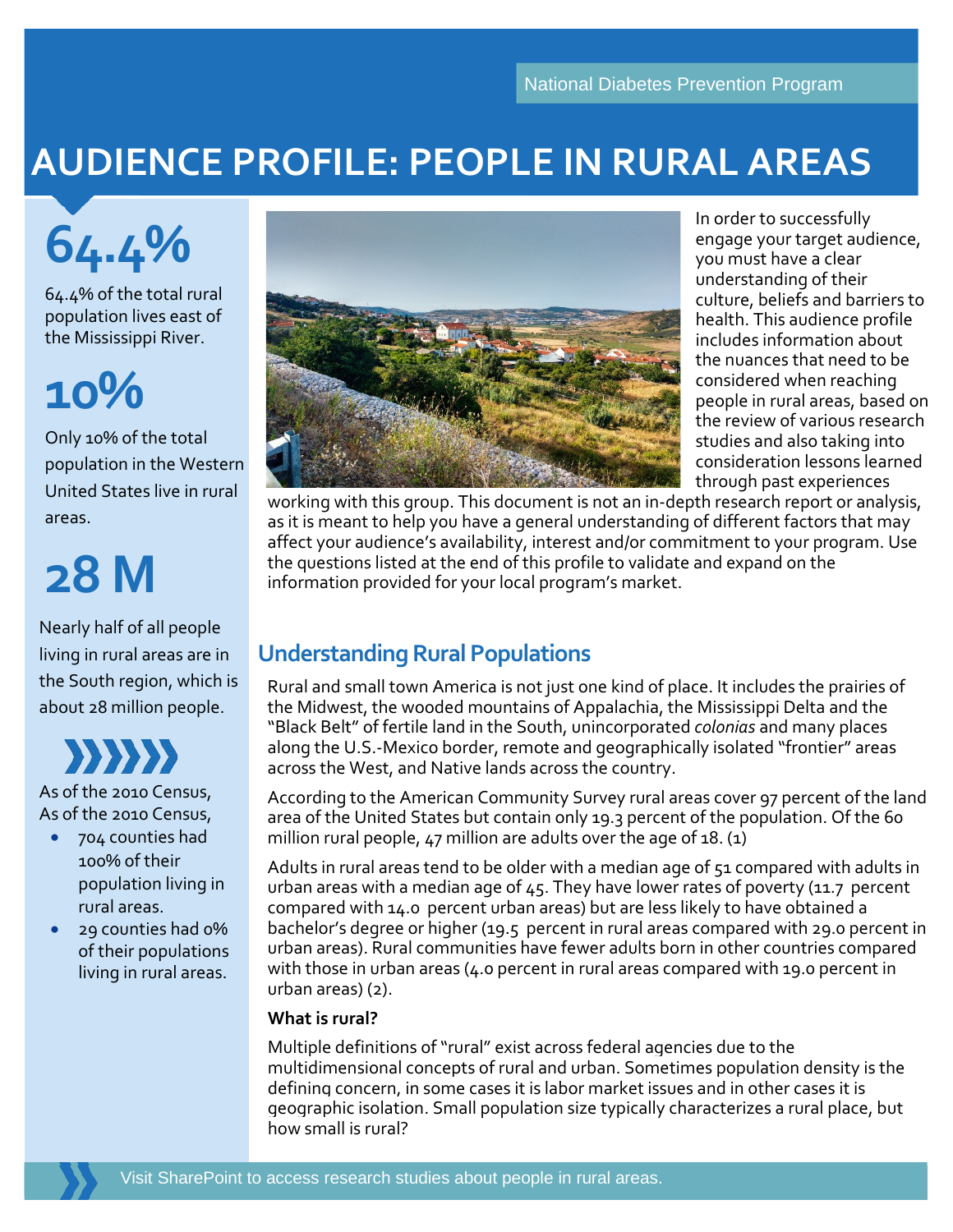National Diabetes Prevention Program

# AUDIENCE PROFILE: PEOPLE IN RURAL AREAS

**64.4%**

64.4% of the total rural population lives east of the Mississippi River.

**10%**

Only 10% of the total population in the Western United States live in rural areas.

**28 M**

Nearly half of all people living in rural areas are in the South region, which is about 28 million people.

As of the 2010 Census,
As of the 2010 Census,

- 704 counties had 100% of their population living in rural areas.
- 29 counties had 0% of their populations living in rural areas.

In order to successfully engage your target audience, you must have a clear understanding of their culture, beliefs and barriers to health. This audience profile includes information about the nuances that need to be considered when reaching people in rural areas, based on the review of various research studies and also taking into consideration lessons learned through past experiences working with this group. This document is not an in-depth research report or analysis, as it is meant to help you have a general understanding of different factors that may affect your audience's availability, interest and/or commitment to your program. Use the questions listed at the end of this profile to validate and expand on the information provided for your local program's market.

## Understanding Rural Populations

Rural and small town America is not just one kind of place. It includes the prairies of the Midwest, the wooded mountains of Appalachia, the Mississippi Delta and the "Black Belt" of fertile land in the South, unincorporated *colonias* and many places along the U.S.-Mexico border, remote and geographically isolated "frontier" areas across the West, and Native lands across the country.

According to the American Community Survey rural areas cover 97 percent of the land area of the United States but contain only 19.3 percent of the population. Of the 60 million rural people, 47 million are adults over the age of 18. (1)

Adults in rural areas tend to be older with a median age of 51 compared with adults in urban areas with a median age of 45. They have lower rates of poverty (11.7 percent compared with 14.0 percent urban areas) but are less likely to have obtained a bachelor's degree or higher (19.5 percent in rural areas compared with 29.0 percent in urban areas). Rural communities have fewer adults born in other countries compared with those in urban areas (4.0 percent in rural areas compared with 19.0 percent in urban areas) (2).

**What is rural?**

Multiple definitions of "rural" exist across federal agencies due to the multidimensional concepts of rural and urban. Sometimes population density is the defining concern, in some cases it is labor market issues and in other cases it is geographic isolation. Small population size typically characterizes a rural place, but how small is rural?

Visit SharePoint to access research studies about people in rural areas.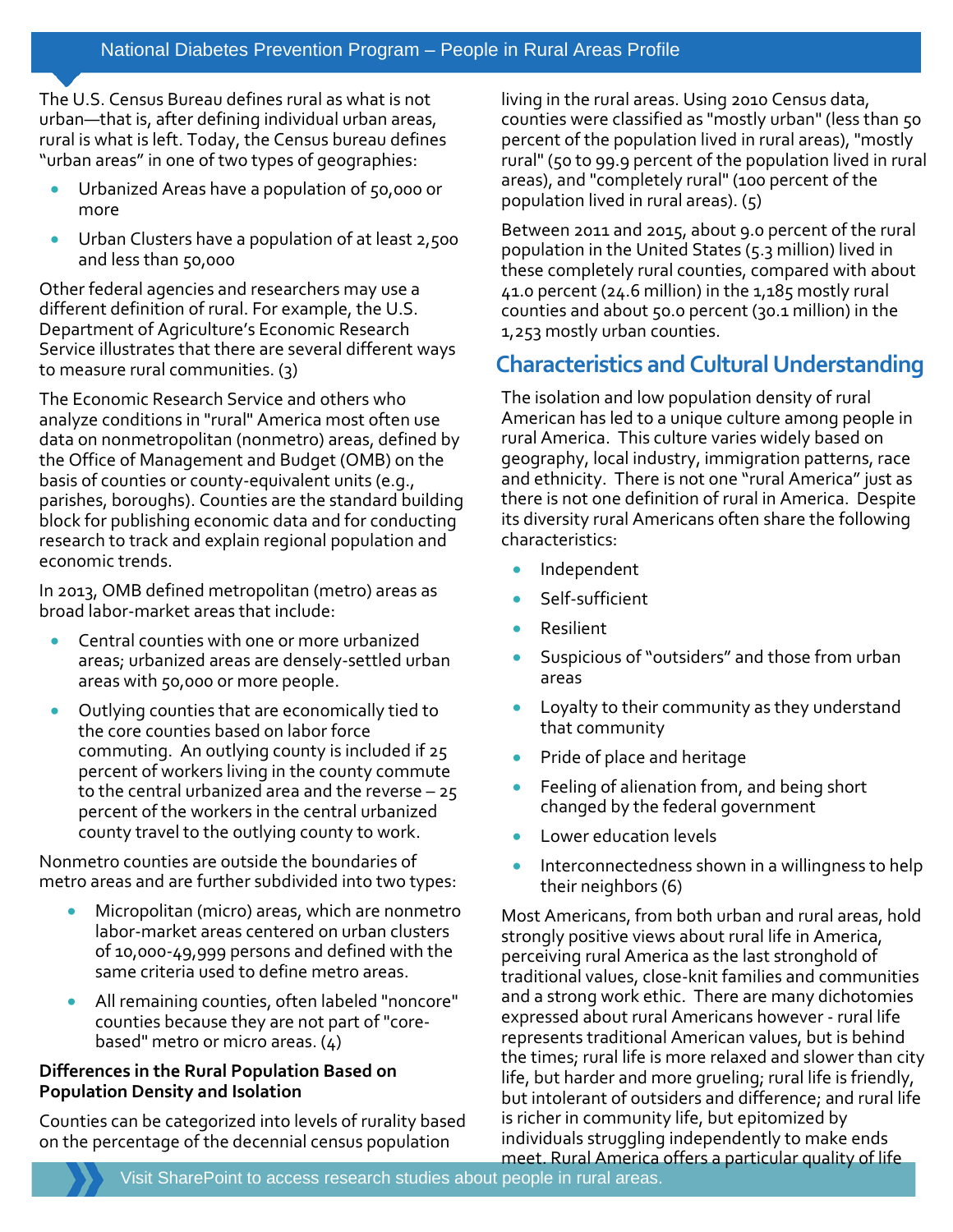The U.S. Census Bureau defines rural as what is not urban—that is, after defining individual urban areas, rural is what is left. Today, the Census bureau defines "urban areas" in one of two types of geographies:

- Urbanized Areas have a population of 50,000 or more
- Urban Clusters have a population of at least 2,500 and less than 50,000

Other federal agencies and researchers may use a different definition of rural. For example, the U.S. Department of Agriculture's Economic Research Service illustrates that there are several different ways to measure rural communities. (3)

The Economic Research Service and others who analyze conditions in "rural" America most often use data on nonmetropolitan (nonmetro) areas, defined by the Office of Management and Budget (OMB) on the basis of counties or county-equivalent units (e.g., parishes, boroughs). Counties are the standard building block for publishing economic data and for conducting research to track and explain regional population and economic trends.

In 2013, OMB defined metropolitan (metro) areas as broad labor-market areas that include:

- Central counties with one or more urbanized areas; urbanized areas are densely-settled urban areas with 50,000 or more people.
- Outlying counties that are economically tied to the core counties based on labor force commuting. An outlying county is included if 25 percent of workers living in the county commute to the central urbanized area and the reverse – 25 percent of the workers in the central urbanized county travel to the outlying county to work.

Nonmetro counties are outside the boundaries of metro areas and are further subdivided into two types:

- Micropolitan (micro) areas, which are nonmetro labor-market areas centered on urban clusters of 10,000-49,999 persons and defined with the same criteria used to define metro areas.
- All remaining counties, often labeled "noncore" counties because they are not part of "core-based" metro or micro areas. (4)

**Differences in the Rural Population Based on Population Density and Isolation**

Counties can be categorized into levels of rurality based on the percentage of the decennial census population living in the rural areas. Using 2010 Census data, counties were classified as "mostly urban" (less than 50 percent of the population lived in rural areas), "mostly rural" (50 to 99.9 percent of the population lived in rural areas), and "completely rural" (100 percent of the population lived in rural areas). (5)

Between 2011 and 2015, about 9.0 percent of the rural population in the United States (5.3 million) lived in these completely rural counties, compared with about 41.0 percent (24.6 million) in the 1,185 mostly rural counties and about 50.0 percent (30.1 million) in the 1,253 mostly urban counties.

## Characteristics and Cultural Understanding

The isolation and low population density of rural American has led to a unique culture among people in rural America. This culture varies widely based on geography, local industry, immigration patterns, race and ethnicity. There is not one "rural America" just as there is not one definition of rural in America. Despite its diversity rural Americans often share the following characteristics:

- Independent
- Self-sufficient
- Resilient
- Suspicious of "outsiders" and those from urban areas
- Loyalty to their community as they understand that community
- Pride of place and heritage
- Feeling of alienation from, and being short changed by the federal government
- Lower education levels
- Interconnectedness shown in a willingness to help their neighbors (6)

Most Americans, from both urban and rural areas, hold strongly positive views about rural life in America, perceiving rural America as the last stronghold of traditional values, close-knit families and communities and a strong work ethic. There are many dichotomies expressed about rural Americans however - rural life represents traditional American values, but is behind the times; rural life is more relaxed and slower than city life, but harder and more grueling; rural life is friendly, but intolerant of outsiders and difference; and rural life is richer in community life, but epitomized by individuals struggling independently to make ends meet. Rural America offers a particular quality of life

Visit SharePoint to access research studies about people in rural areas.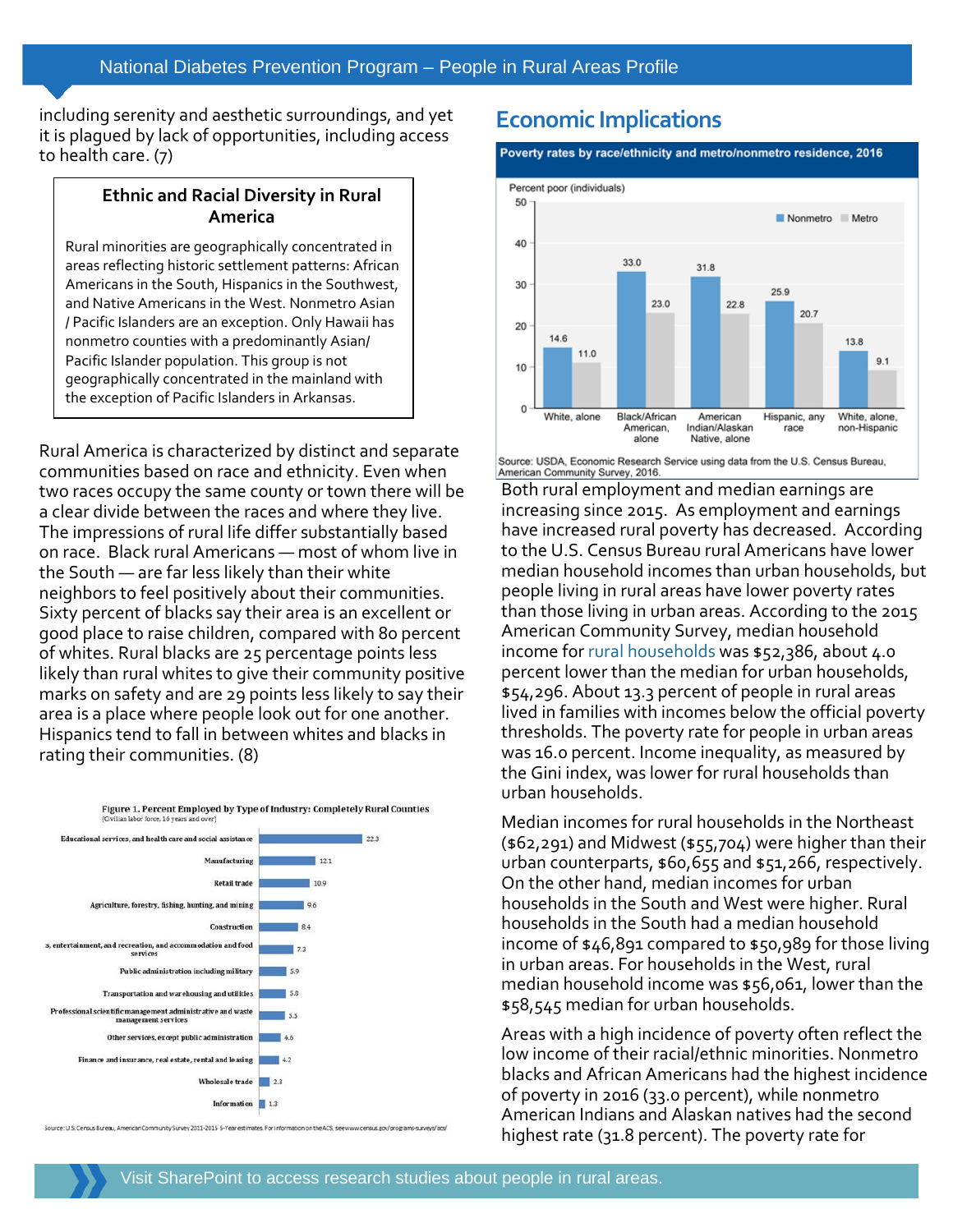including serenity and aesthetic surroundings, and yet it is plagued by lack of opportunities, including access to health care. (7)

### Ethnic and Racial Diversity in Rural America

Rural minorities are geographically concentrated in areas reflecting historic settlement patterns: African Americans in the South, Hispanics in the Southwest, and Native Americans in the West. Nonmetro Asian / Pacific Islanders are an exception. Only Hawaii has nonmetro counties with a predominantly Asian/ Pacific Islander population. This group is not geographically concentrated in the mainland with the exception of Pacific Islanders in Arkansas.

Rural America is characterized by distinct and separate communities based on race and ethnicity. Even when two races occupy the same county or town there will be a clear divide between the races and where they live. The impressions of rural life differ substantially based on race. Black rural Americans — most of whom live in the South — are far less likely than their white neighbors to feel positively about their communities. Sixty percent of blacks say their area is an excellent or good place to raise children, compared with 80 percent of whites. Rural blacks are 25 percentage points less likely than rural whites to give their community positive marks on safety and are 29 points less likely to say their area is a place where people look out for one another. Hispanics tend to fall in between whites and blacks in rating their communities. (8)

**Figure 1. Percent Employed by Type of Industry: Completely Rural Counties**
(Civilian labor force, 16 years and over)

| Industry | Percent |
| --- | --- |
| Educational services, and health care and social assistance | 22.3 |
| Manufacturing | 12.1 |
| Retail trade | 10.9 |
| Agriculture, forestry, fishing, hunting, and mining | 9.6 |
| Construction | 8.4 |
| Arts, entertainment, and recreation, and accommodation and food services | 7.3 |
| Public administration including military | 5.9 |
| Transportation and warehousing and utilities | 5.8 |
| Professional scientific management administrative and waste management services | 5.5 |
| Other services, except public administration | 4.6 |
| Finance and insurance, real estate, rental and leasing | 4.2 |
| Wholesale trade | 2.3 |
| Information | 1.3 |

Source: U.S. Census Bureau, American Community Survey 2011-2015 5-Year estimates. For information on the ACS, see www.census.gov/programs-surveys/acs/

## Economic Implications

**Poverty rates by race/ethnicity and metro/nonmetro residence, 2016**

Percent poor (individuals)

| Race/ethnicity | Nonmetro | Metro |
| --- | --- | --- |
| White, alone | 14.6 | 11.0 |
| Black/African American, alone | 33.0 | 23.0 |
| American Indian/Alaskan Native, alone | 31.8 | 22.8 |
| Hispanic, any race | 25.9 | 20.7 |
| White, alone, non-Hispanic | 13.8 | 9.1 |

Source: USDA, Economic Research Service using data from the U.S. Census Bureau, American Community Survey, 2016.

Both rural employment and median earnings are increasing since 2015. As employment and earnings have increased rural poverty has decreased. According to the U.S. Census Bureau rural Americans have lower median household incomes than urban households, but people living in rural areas have lower poverty rates than those living in urban areas. According to the 2015 American Community Survey, median household income for rural households was $52,386, about 4.0 percent lower than the median for urban households, $54,296. About 13.3 percent of people in rural areas lived in families with incomes below the official poverty thresholds. The poverty rate for people in urban areas was 16.0 percent. Income inequality, as measured by the Gini index, was lower for rural households than urban households.

Median incomes for rural households in the Northeast ($62,291) and Midwest ($55,704) were higher than their urban counterparts, $60,655 and $51,266, respectively. On the other hand, median incomes for urban households in the South and West were higher. Rural households in the South had a median household income of $46,891 compared to $50,989 for those living in urban areas. For households in the West, rural median household income was $56,061, lower than the $58,545 median for urban households.

Areas with a high incidence of poverty often reflect the low income of their racial/ethnic minorities. Nonmetro blacks and African Americans had the highest incidence of poverty in 2016 (33.0 percent), while nonmetro American Indians and Alaskan natives had the second highest rate (31.8 percent). The poverty rate for

Visit SharePoint to access research studies about people in rural areas.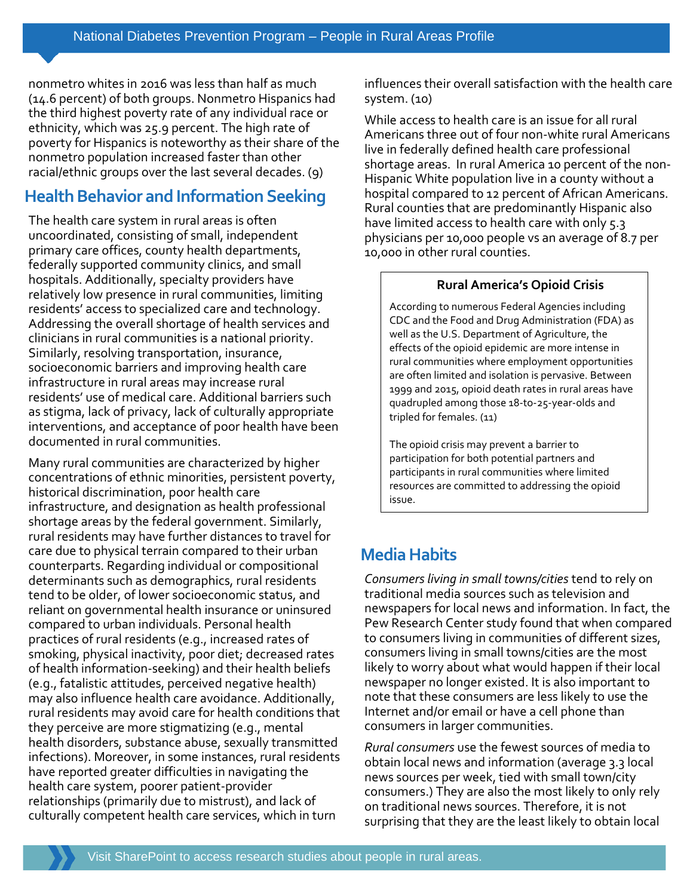nonmetro whites in 2016 was less than half as much (14.6 percent) of both groups. Nonmetro Hispanics had the third highest poverty rate of any individual race or ethnicity, which was 25.9 percent. The high rate of poverty for Hispanics is noteworthy as their share of the nonmetro population increased faster than other racial/ethnic groups over the last several decades. (9)

## Health Behavior and Information Seeking

The health care system in rural areas is often uncoordinated, consisting of small, independent primary care offices, county health departments, federally supported community clinics, and small hospitals. Additionally, specialty providers have relatively low presence in rural communities, limiting residents' access to specialized care and technology. Addressing the overall shortage of health services and clinicians in rural communities is a national priority. Similarly, resolving transportation, insurance, socioeconomic barriers and improving health care infrastructure in rural areas may increase rural residents' use of medical care. Additional barriers such as stigma, lack of privacy, lack of culturally appropriate interventions, and acceptance of poor health have been documented in rural communities.

Many rural communities are characterized by higher concentrations of ethnic minorities, persistent poverty, historical discrimination, poor health care infrastructure, and designation as health professional shortage areas by the federal government. Similarly, rural residents may have further distances to travel for care due to physical terrain compared to their urban counterparts. Regarding individual or compositional determinants such as demographics, rural residents tend to be older, of lower socioeconomic status, and reliant on governmental health insurance or uninsured compared to urban individuals. Personal health practices of rural residents (e.g., increased rates of smoking, physical inactivity, poor diet; decreased rates of health information-seeking) and their health beliefs (e.g., fatalistic attitudes, perceived negative health) may also influence health care avoidance. Additionally, rural residents may avoid care for health conditions that they perceive are more stigmatizing (e.g., mental health disorders, substance abuse, sexually transmitted infections). Moreover, in some instances, rural residents have reported greater difficulties in navigating the health care system, poorer patient-provider relationships (primarily due to mistrust), and lack of culturally competent health care services, which in turn influences their overall satisfaction with the health care system. (10)

While access to health care is an issue for all rural Americans three out of four non-white rural Americans live in federally defined health care professional shortage areas. In rural America 10 percent of the non-Hispanic White population live in a county without a hospital compared to 12 percent of African Americans. Rural counties that are predominantly Hispanic also have limited access to health care with only 5.3 physicians per 10,000 people vs an average of 8.7 per 10,000 in other rural counties.

> **Rural America's Opioid Crisis**
>
> According to numerous Federal Agencies including CDC and the Food and Drug Administration (FDA) as well as the U.S. Department of Agriculture, the effects of the opioid epidemic are more intense in rural communities where employment opportunities are often limited and isolation is pervasive. Between 1999 and 2015, opioid death rates in rural areas have quadrupled among those 18-to-25-year-olds and tripled for females. (11)
>
> The opioid crisis may prevent a barrier to participation for both potential partners and participants in rural communities where limited resources are committed to addressing the opioid issue.

## Media Habits

*Consumers living in small towns/cities* tend to rely on traditional media sources such as television and newspapers for local news and information. In fact, the Pew Research Center study found that when compared to consumers living in communities of different sizes, consumers living in small towns/cities are the most likely to worry about what would happen if their local newspaper no longer existed. It is also important to note that these consumers are less likely to use the Internet and/or email or have a cell phone than consumers in larger communities.

*Rural consumers* use the fewest sources of media to obtain local news and information (average 3.3 local news sources per week, tied with small town/city consumers.) They are also the most likely to only rely on traditional news sources. Therefore, it is not surprising that they are the least likely to obtain local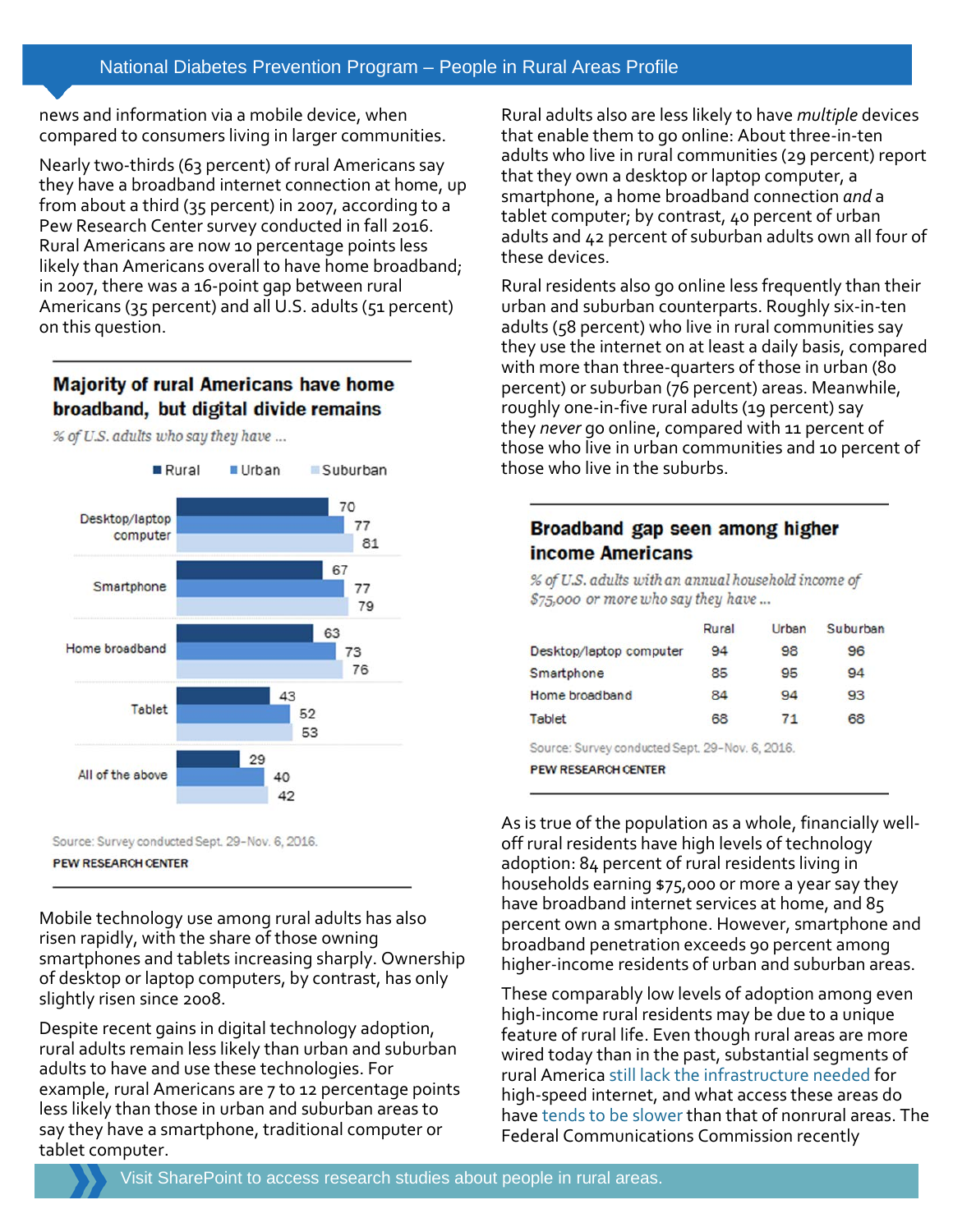news and information via a mobile device, when compared to consumers living in larger communities.

Nearly two-thirds (63 percent) of rural Americans say they have a broadband internet connection at home, up from about a third (35 percent) in 2007, according to a Pew Research Center survey conducted in fall 2016. Rural Americans are now 10 percentage points less likely than Americans overall to have home broadband; in 2007, there was a 16-point gap between rural Americans (35 percent) and all U.S. adults (51 percent) on this question.

### Majority of rural Americans have home broadband, but digital divide remains

*% of U.S. adults who say they have ...*

| | Rural | Urban | Suburban |
|---|---|---|---|
| Desktop/laptop computer | 70 | 77 | 81 |
| Smartphone | 67 | 77 | 79 |
| Home broadband | 63 | 73 | 76 |
| Tablet | 43 | 52 | 53 |
| All of the above | 29 | 40 | 42 |

Source: Survey conducted Sept. 29-Nov. 6, 2016.

PEW RESEARCH CENTER

Mobile technology use among rural adults has also risen rapidly, with the share of those owning smartphones and tablets increasing sharply. Ownership of desktop or laptop computers, by contrast, has only slightly risen since 2008.

Despite recent gains in digital technology adoption, rural adults remain less likely than urban and suburban adults to have and use these technologies. For example, rural Americans are 7 to 12 percentage points less likely than those in urban and suburban areas to say they have a smartphone, traditional computer or tablet computer.

Rural adults also are less likely to have *multiple* devices that enable them to go online: About three-in-ten adults who live in rural communities (29 percent) report that they own a desktop or laptop computer, a smartphone, a home broadband connection *and* a tablet computer; by contrast, 40 percent of urban adults and 42 percent of suburban adults own all four of these devices.

Rural residents also go online less frequently than their urban and suburban counterparts. Roughly six-in-ten adults (58 percent) who live in rural communities say they use the internet on at least a daily basis, compared with more than three-quarters of those in urban (80 percent) or suburban (76 percent) areas. Meanwhile, roughly one-in-five rural adults (19 percent) say they *never* go online, compared with 11 percent of those who live in urban communities and 10 percent of those who live in the suburbs.

### Broadband gap seen among higher income Americans

*% of U.S. adults with an annual household income of $75,000 or more who say they have ...*

| | Rural | Urban | Suburban |
|---|---|---|---|
| Desktop/laptop computer | 94 | 98 | 96 |
| Smartphone | 85 | 95 | 94 |
| Home broadband | 84 | 94 | 93 |
| Tablet | 68 | 71 | 68 |

Source: Survey conducted Sept. 29-Nov. 6, 2016.

PEW RESEARCH CENTER

As is true of the population as a whole, financially well-off rural residents have high levels of technology adoption: 84 percent of rural residents living in households earning $75,000 or more a year say they have broadband internet services at home, and 85 percent own a smartphone. However, smartphone and broadband penetration exceeds 90 percent among higher-income residents of urban and suburban areas.

These comparably low levels of adoption among even high-income rural residents may be due to a unique feature of rural life. Even though rural areas are more wired today than in the past, substantial segments of rural America still lack the infrastructure needed for high-speed internet, and what access these areas do have tends to be slower than that of nonrural areas. The Federal Communications Commission recently

Visit SharePoint to access research studies about people in rural areas.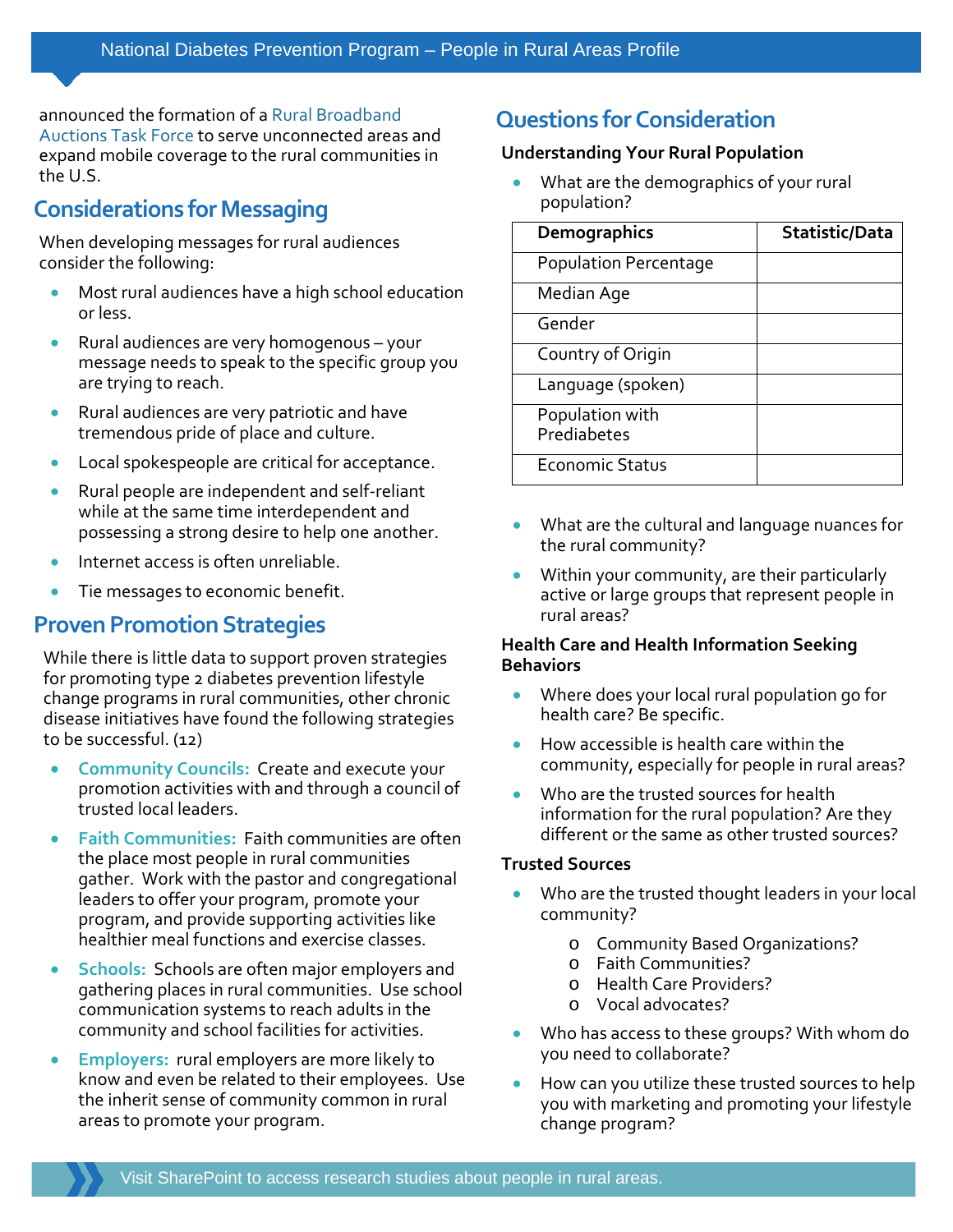announced the formation of a Rural Broadband Auctions Task Force to serve unconnected areas and expand mobile coverage to the rural communities in the U.S.

## Considerations for Messaging

When developing messages for rural audiences consider the following:

- Most rural audiences have a high school education or less.
- Rural audiences are very homogenous – your message needs to speak to the specific group you are trying to reach.
- Rural audiences are very patriotic and have tremendous pride of place and culture.
- Local spokespeople are critical for acceptance.
- Rural people are independent and self-reliant while at the same time interdependent and possessing a strong desire to help one another.
- Internet access is often unreliable.
- Tie messages to economic benefit.

## Proven Promotion Strategies

While there is little data to support proven strategies for promoting type 2 diabetes prevention lifestyle change programs in rural communities, other chronic disease initiatives have found the following strategies to be successful. (12)

- **Community Councils:** Create and execute your promotion activities with and through a council of trusted local leaders.
- **Faith Communities:** Faith communities are often the place most people in rural communities gather. Work with the pastor and congregational leaders to offer your program, promote your program, and provide supporting activities like healthier meal functions and exercise classes.
- **Schools:** Schools are often major employers and gathering places in rural communities. Use school communication systems to reach adults in the community and school facilities for activities.
- **Employers:** rural employers are more likely to know and even be related to their employees. Use the inherit sense of community common in rural areas to promote your program.

## Questions for Consideration

### Understanding Your Rural Population

- What are the demographics of your rural population?

| Demographics | Statistic/Data |
|---|---|
| Population Percentage | |
| Median Age | |
| Gender | |
| Country of Origin | |
| Language (spoken) | |
| Population with Prediabetes | |
| Economic Status | |

- What are the cultural and language nuances for the rural community?
- Within your community, are their particularly active or large groups that represent people in rural areas?

### Health Care and Health Information Seeking Behaviors

- Where does your local rural population go for health care? Be specific.
- How accessible is health care within the community, especially for people in rural areas?
- Who are the trusted sources for health information for the rural population? Are they different or the same as other trusted sources?

### Trusted Sources

- Who are the trusted thought leaders in your local community?
  - Community Based Organizations?
  - Faith Communities?
  - Health Care Providers?
  - Vocal advocates?
- Who has access to these groups? With whom do you need to collaborate?
- How can you utilize these trusted sources to help you with marketing and promoting your lifestyle change program?

Visit SharePoint to access research studies about people in rural areas.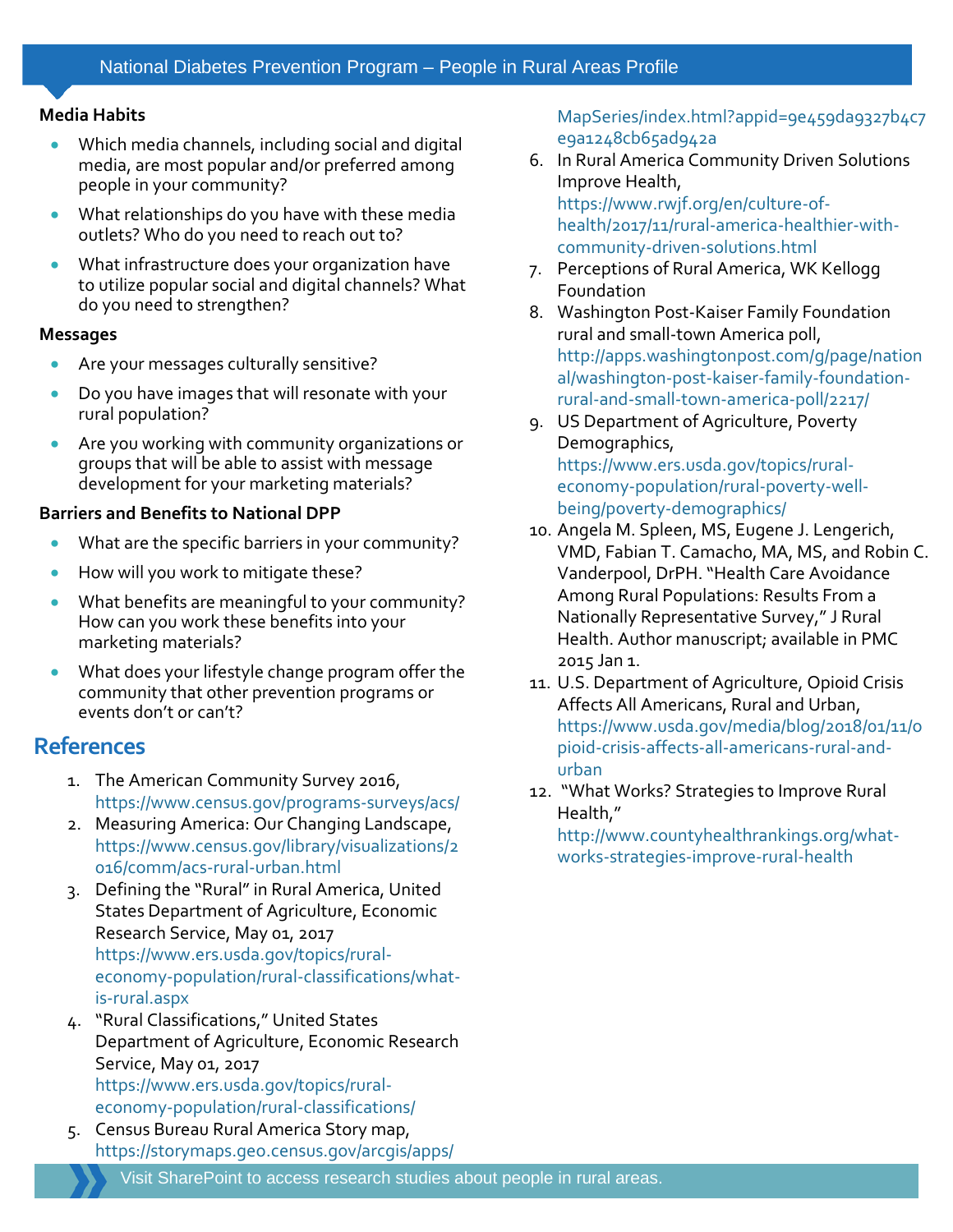### Media Habits

- Which media channels, including social and digital media, are most popular and/or preferred among people in your community?
- What relationships do you have with these media outlets? Who do you need to reach out to?
- What infrastructure does your organization have to utilize popular social and digital channels? What do you need to strengthen?

### Messages

- Are your messages culturally sensitive?
- Do you have images that will resonate with your rural population?
- Are you working with community organizations or groups that will be able to assist with message development for your marketing materials?

### Barriers and Benefits to National DPP

- What are the specific barriers in your community?
- How will you work to mitigate these?
- What benefits are meaningful to your community? How can you work these benefits into your marketing materials?
- What does your lifestyle change program offer the community that other prevention programs or events don't or can't?

## References

1. The American Community Survey 2016, https://www.census.gov/programs-surveys/acs/
2. Measuring America: Our Changing Landscape, https://www.census.gov/library/visualizations/2016/comm/acs-rural-urban.html
3. Defining the "Rural" in Rural America, United States Department of Agriculture, Economic Research Service, May 01, 2017 https://www.ers.usda.gov/topics/rural-economy-population/rural-classifications/what-is-rural.aspx
4. "Rural Classifications," United States Department of Agriculture, Economic Research Service, May 01, 2017 https://www.ers.usda.gov/topics/rural-economy-population/rural-classifications/
5. Census Bureau Rural America Story map, https://storymaps.geo.census.gov/arcgis/apps/MapSeries/index.html?appid=9e459da9327b4c7e9a1248cb65ad942a
6. In Rural America Community Driven Solutions Improve Health, https://www.rwjf.org/en/culture-of-health/2017/11/rural-america-healthier-with-community-driven-solutions.html
7. Perceptions of Rural America, WK Kellogg Foundation
8. Washington Post-Kaiser Family Foundation rural and small-town America poll, http://apps.washingtonpost.com/g/page/national/washington-post-kaiser-family-foundation-rural-and-small-town-america-poll/2217/
9. US Department of Agriculture, Poverty Demographics, https://www.ers.usda.gov/topics/rural-economy-population/rural-poverty-well-being/poverty-demographics/
10. Angela M. Spleen, MS, Eugene J. Lengerich, VMD, Fabian T. Camacho, MA, MS, and Robin C. Vanderpool, DrPH. "Health Care Avoidance Among Rural Populations: Results From a Nationally Representative Survey," J Rural Health. Author manuscript; available in PMC 2015 Jan 1.
11. U.S. Department of Agriculture, Opioid Crisis Affects All Americans, Rural and Urban, https://www.usda.gov/media/blog/2018/01/11/opioid-crisis-affects-all-americans-rural-and-urban
12. "What Works? Strategies to Improve Rural Health," http://www.countyhealthrankings.org/what-works-strategies-improve-rural-health

Visit SharePoint to access research studies about people in rural areas.